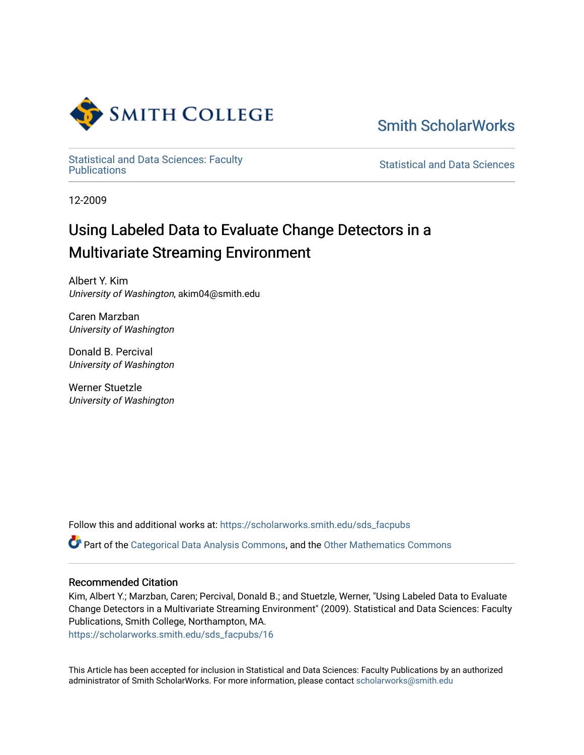Smith College

Smith ScholarWorks

Statistical and Data Sciences: Faculty Publications

Statistical and Data Sciences

12-2009

# Using Labeled Data to Evaluate Change Detectors in a Multivariate Streaming Environment

Albert Y. Kim
*University of Washington*, akim04@smith.edu

Caren Marzban
*University of Washington*

Donald B. Percival
*University of Washington*

Werner Stuetzle
*University of Washington*

Follow this and additional works at: https://scholarworks.smith.edu/sds_facpubs

Part of the Categorical Data Analysis Commons, and the Other Mathematics Commons

## Recommended Citation

Kim, Albert Y.; Marzban, Caren; Percival, Donald B.; and Stuetzle, Werner, "Using Labeled Data to Evaluate Change Detectors in a Multivariate Streaming Environment" (2009). Statistical and Data Sciences: Faculty Publications, Smith College, Northampton, MA.
https://scholarworks.smith.edu/sds_facpubs/16

This Article has been accepted for inclusion in Statistical and Data Sciences: Faculty Publications by an authorized administrator of Smith ScholarWorks. For more information, please contact scholarworks@smith.edu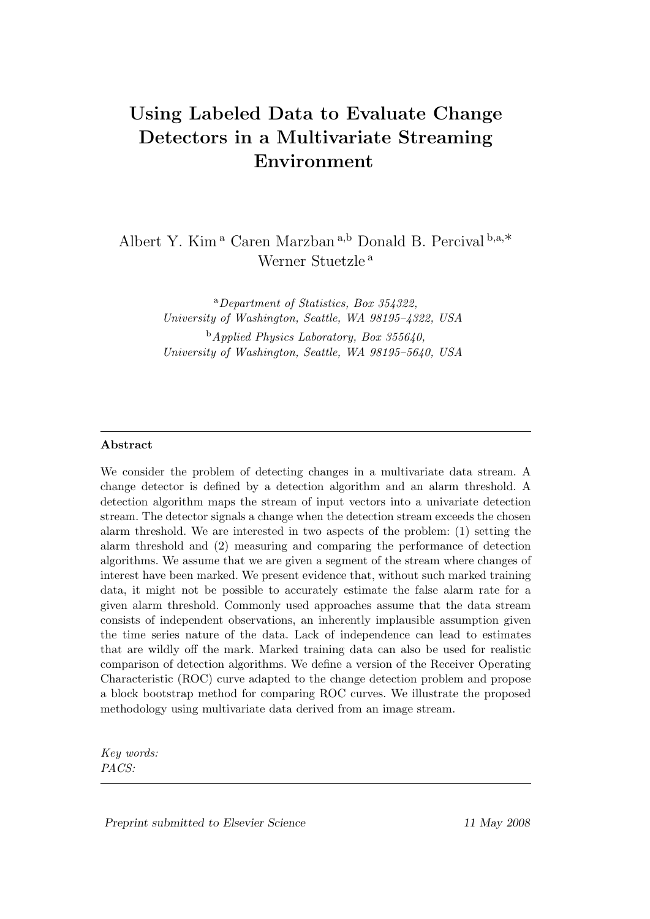# Using Labeled Data to Evaluate Change Detectors in a Multivariate Streaming Environment

Albert Y. Kim [a] Caren Marzban [a,b] Donald B. Percival [b,a,*] Werner Stuetzle [a]

[a] *Department of Statistics, Box 354322, University of Washington, Seattle, WA 98195–4322, USA*

[b] *Applied Physics Laboratory, Box 355640, University of Washington, Seattle, WA 98195–5640, USA*

---

**Abstract**

We consider the problem of detecting changes in a multivariate data stream. A change detector is defined by a detection algorithm and an alarm threshold. A detection algorithm maps the stream of input vectors into a univariate detection stream. The detector signals a change when the detection stream exceeds the chosen alarm threshold. We are interested in two aspects of the problem: (1) setting the alarm threshold and (2) measuring and comparing the performance of detection algorithms. We assume that we are given a segment of the stream where changes of interest have been marked. We present evidence that, without such marked training data, it might not be possible to accurately estimate the false alarm rate for a given alarm threshold. Commonly used approaches assume that the data stream consists of independent observations, an inherently implausible assumption given the time series nature of the data. Lack of independence can lead to estimates that are wildly off the mark. Marked training data can also be used for realistic comparison of detection algorithms. We define a version of the Receiver Operating Characteristic (ROC) curve adapted to the change detection problem and propose a block bootstrap method for comparing ROC curves. We illustrate the proposed methodology using multivariate data derived from an image stream.

*Key words:*
*PACS:*

---

*Preprint submitted to Elsevier Science* 11 May 2008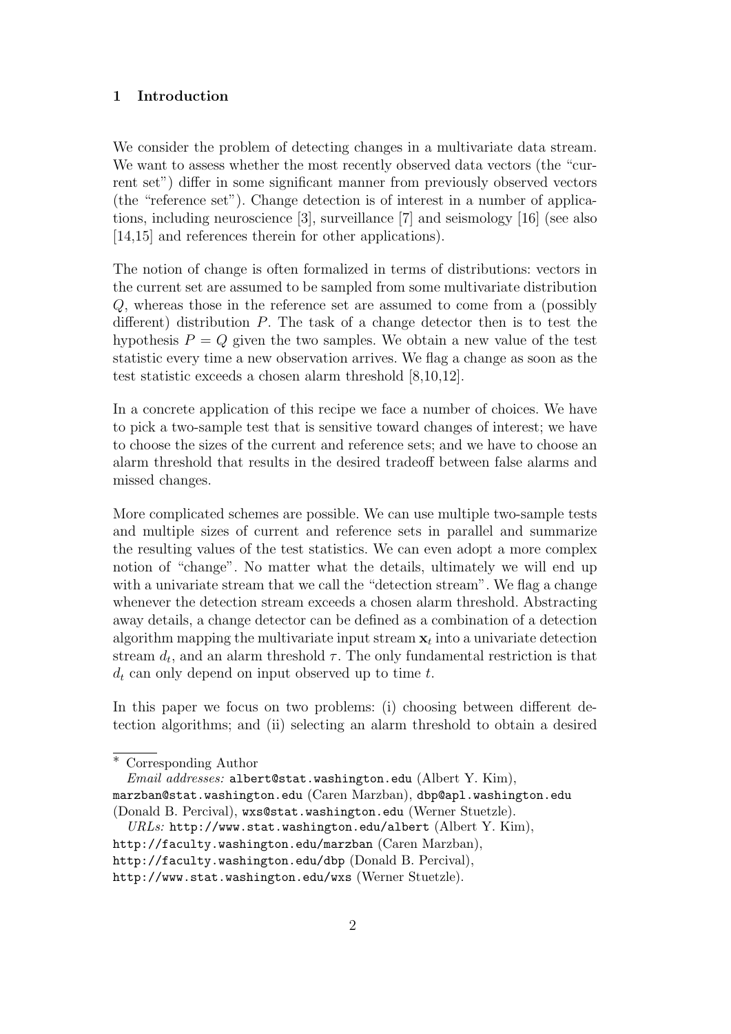## 1 Introduction

We consider the problem of detecting changes in a multivariate data stream. We want to assess whether the most recently observed data vectors (the "current set") differ in some significant manner from previously observed vectors (the "reference set"). Change detection is of interest in a number of applications, including neuroscience [3], surveillance [7] and seismology [16] (see also [14,15] and references therein for other applications).

The notion of change is often formalized in terms of distributions: vectors in the current set are assumed to be sampled from some multivariate distribution $Q$, whereas those in the reference set are assumed to come from a (possibly different) distribution $P$. The task of a change detector then is to test the hypothesis $P = Q$ given the two samples. We obtain a new value of the test statistic every time a new observation arrives. We flag a change as soon as the test statistic exceeds a chosen alarm threshold [8,10,12].

In a concrete application of this recipe we face a number of choices. We have to pick a two-sample test that is sensitive toward changes of interest; we have to choose the sizes of the current and reference sets; and we have to choose an alarm threshold that results in the desired tradeoff between false alarms and missed changes.

More complicated schemes are possible. We can use multiple two-sample tests and multiple sizes of current and reference sets in parallel and summarize the resulting values of the test statistics. We can even adopt a more complex notion of "change". No matter what the details, ultimately we will end up with a univariate stream that we call the "detection stream". We flag a change whenever the detection stream exceeds a chosen alarm threshold. Abstracting away details, a change detector can be defined as a combination of a detection algorithm mapping the multivariate input stream $\mathbf{x}_t$ into a univariate detection stream $d_t$, and an alarm threshold $\tau$. The only fundamental restriction is that $d_t$ can only depend on input observed up to time $t$.

In this paper we focus on two problems: (i) choosing between different detection algorithms; and (ii) selecting an alarm threshold to obtain a desired

---

* Corresponding Author

*Email addresses:* albert@stat.washington.edu (Albert Y. Kim), marzban@stat.washington.edu (Caren Marzban), dbp@apl.washington.edu (Donald B. Percival), wxs@stat.washington.edu (Werner Stuetzle).

*URLs:* http://www.stat.washington.edu/albert (Albert Y. Kim), http://faculty.washington.edu/marzban (Caren Marzban), http://faculty.washington.edu/dbp (Donald B. Percival), http://www.stat.washington.edu/wxs (Werner Stuetzle).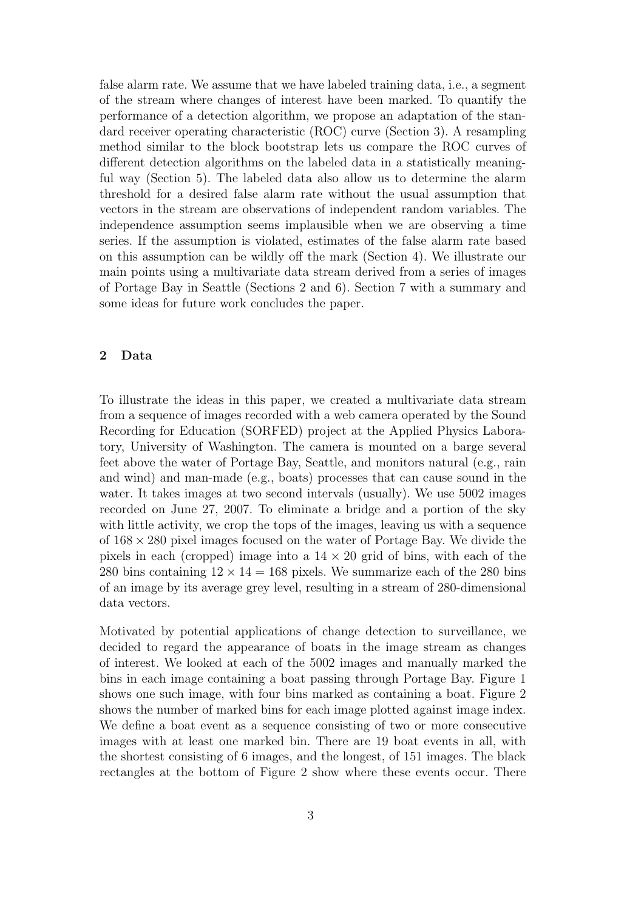false alarm rate. We assume that we have labeled training data, i.e., a segment of the stream where changes of interest have been marked. To quantify the performance of a detection algorithm, we propose an adaptation of the standard receiver operating characteristic (ROC) curve (Section 3). A resampling method similar to the block bootstrap lets us compare the ROC curves of different detection algorithms on the labeled data in a statistically meaningful way (Section 5). The labeled data also allow us to determine the alarm threshold for a desired false alarm rate without the usual assumption that vectors in the stream are observations of independent random variables. The independence assumption seems implausible when we are observing a time series. If the assumption is violated, estimates of the false alarm rate based on this assumption can be wildly off the mark (Section 4). We illustrate our main points using a multivariate data stream derived from a series of images of Portage Bay in Seattle (Sections 2 and 6). Section 7 with a summary and some ideas for future work concludes the paper.

## 2 Data

To illustrate the ideas in this paper, we created a multivariate data stream from a sequence of images recorded with a web camera operated by the Sound Recording for Education (SORFED) project at the Applied Physics Laboratory, University of Washington. The camera is mounted on a barge several feet above the water of Portage Bay, Seattle, and monitors natural (e.g., rain and wind) and man-made (e.g., boats) processes that can cause sound in the water. It takes images at two second intervals (usually). We use 5002 images recorded on June 27, 2007. To eliminate a bridge and a portion of the sky with little activity, we crop the tops of the images, leaving us with a sequence of $168 \times 280$ pixel images focused on the water of Portage Bay. We divide the pixels in each (cropped) image into a $14 \times 20$ grid of bins, with each of the 280 bins containing $12 \times 14 = 168$ pixels. We summarize each of the 280 bins of an image by its average grey level, resulting in a stream of 280-dimensional data vectors.

Motivated by potential applications of change detection to surveillance, we decided to regard the appearance of boats in the image stream as changes of interest. We looked at each of the 5002 images and manually marked the bins in each image containing a boat passing through Portage Bay. Figure 1 shows one such image, with four bins marked as containing a boat. Figure 2 shows the number of marked bins for each image plotted against image index. We define a boat event as a sequence consisting of two or more consecutive images with at least one marked bin. There are 19 boat events in all, with the shortest consisting of 6 images, and the longest, of 151 images. The black rectangles at the bottom of Figure 2 show where these events occur. There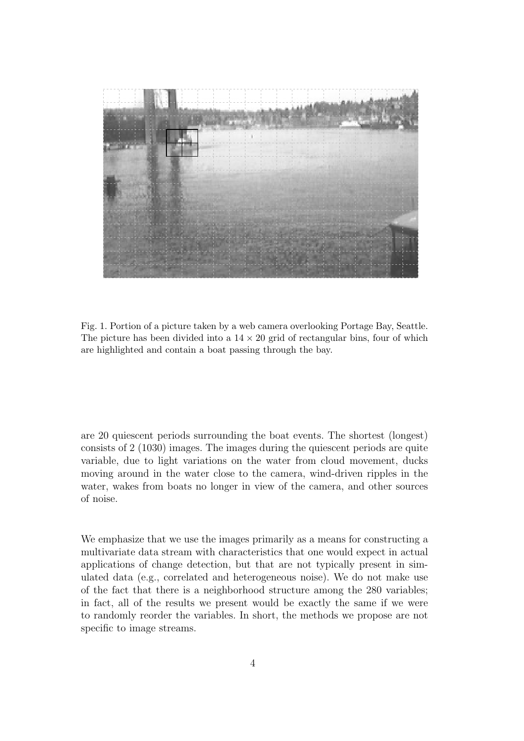Fig. 1. Portion of a picture taken by a web camera overlooking Portage Bay, Seattle. The picture has been divided into a $14 \times 20$ grid of rectangular bins, four of which are highlighted and contain a boat passing through the bay.

are 20 quiescent periods surrounding the boat events. The shortest (longest) consists of 2 (1030) images. The images during the quiescent periods are quite variable, due to light variations on the water from cloud movement, ducks moving around in the water close to the camera, wind-driven ripples in the water, wakes from boats no longer in view of the camera, and other sources of noise.

We emphasize that we use the images primarily as a means for constructing a multivariate data stream with characteristics that one would expect in actual applications of change detection, but that are not typically present in simulated data (e.g., correlated and heterogeneous noise). We do not make use of the fact that there is a neighborhood structure among the 280 variables; in fact, all of the results we present would be exactly the same if we were to randomly reorder the variables. In short, the methods we propose are not specific to image streams.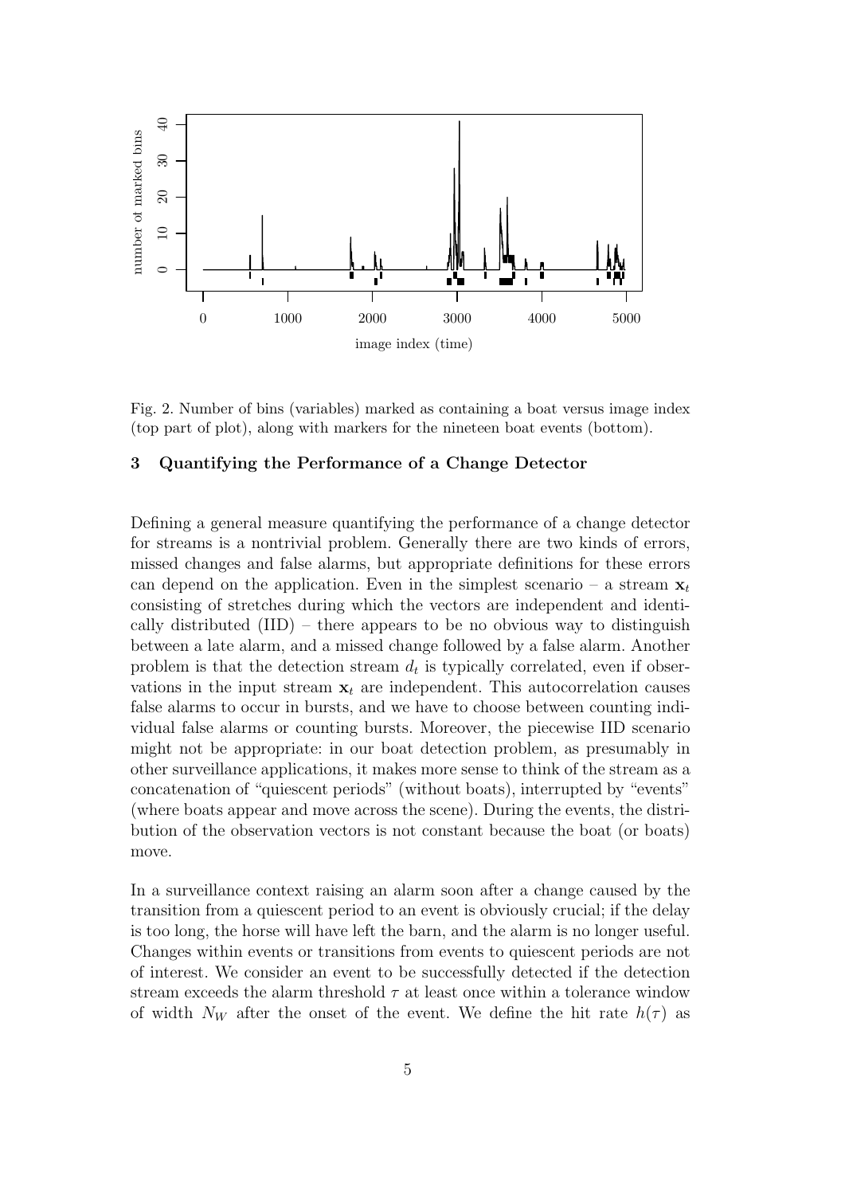Fig. 2. Number of bins (variables) marked as containing a boat versus image index (top part of plot), along with markers for the nineteen boat events (bottom).

### 3 Quantifying the Performance of a Change Detector

Defining a general measure quantifying the performance of a change detector for streams is a nontrivial problem. Generally there are two kinds of errors, missed changes and false alarms, but appropriate definitions for these errors can depend on the application. Even in the simplest scenario – a stream $\mathbf{x}_t$ consisting of stretches during which the vectors are independent and identically distributed (IID) – there appears to be no obvious way to distinguish between a late alarm, and a missed change followed by a false alarm. Another problem is that the detection stream $d_t$ is typically correlated, even if observations in the input stream $\mathbf{x}_t$ are independent. This autocorrelation causes false alarms to occur in bursts, and we have to choose between counting individual false alarms or counting bursts. Moreover, the piecewise IID scenario might not be appropriate: in our boat detection problem, as presumably in other surveillance applications, it makes more sense to think of the stream as a concatenation of "quiescent periods" (without boats), interrupted by "events" (where boats appear and move across the scene). During the events, the distribution of the observation vectors is not constant because the boat (or boats) move.

In a surveillance context raising an alarm soon after a change caused by the transition from a quiescent period to an event is obviously crucial; if the delay is too long, the horse will have left the barn, and the alarm is no longer useful. Changes within events or transitions from events to quiescent periods are not of interest. We consider an event to be successfully detected if the detection stream exceeds the alarm threshold $\tau$ at least once within a tolerance window of width $N_W$ after the onset of the event. We define the hit rate $h(\tau)$ as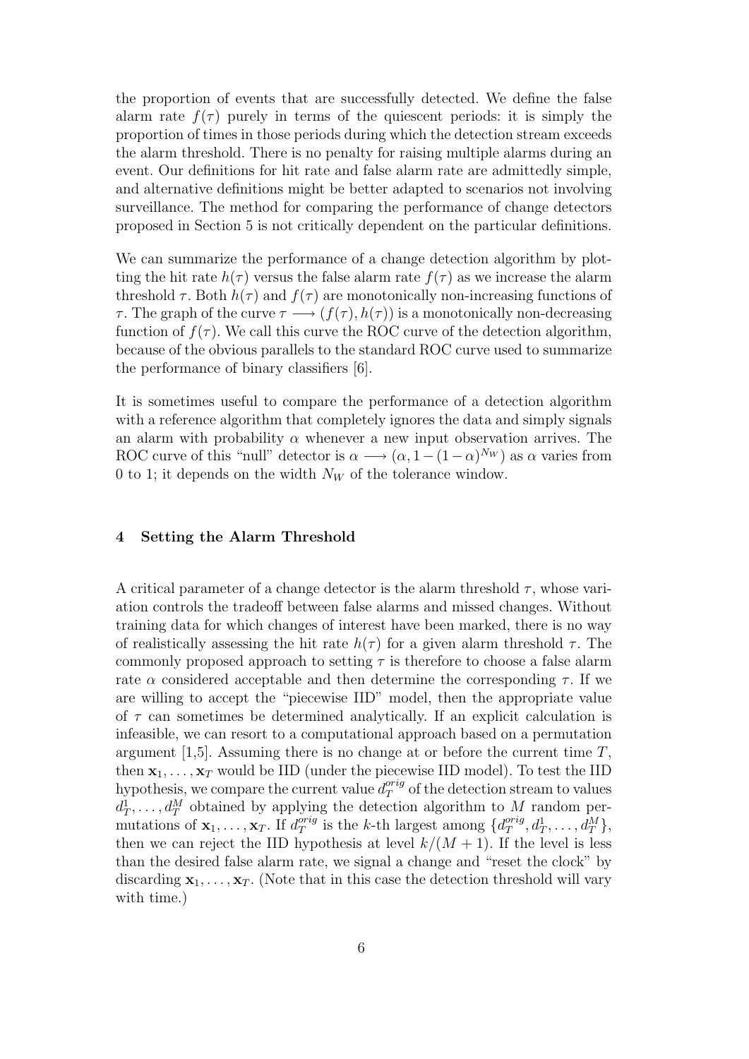the proportion of events that are successfully detected. We define the false alarm rate $f(\tau)$ purely in terms of the quiescent periods: it is simply the proportion of times in those periods during which the detection stream exceeds the alarm threshold. There is no penalty for raising multiple alarms during an event. Our definitions for hit rate and false alarm rate are admittedly simple, and alternative definitions might be better adapted to scenarios not involving surveillance. The method for comparing the performance of change detectors proposed in Section 5 is not critically dependent on the particular definitions.

We can summarize the performance of a change detection algorithm by plotting the hit rate $h(\tau)$ versus the false alarm rate $f(\tau)$ as we increase the alarm threshold $\tau$. Both $h(\tau)$ and $f(\tau)$ are monotonically non-increasing functions of $\tau$. The graph of the curve $\tau \longrightarrow (f(\tau), h(\tau))$ is a monotonically non-decreasing function of $f(\tau)$. We call this curve the ROC curve of the detection algorithm, because of the obvious parallels to the standard ROC curve used to summarize the performance of binary classifiers [6].

It is sometimes useful to compare the performance of a detection algorithm with a reference algorithm that completely ignores the data and simply signals an alarm with probability $\alpha$ whenever a new input observation arrives. The ROC curve of this "null" detector is $\alpha \longrightarrow (\alpha, 1-(1-\alpha)^{N_W})$ as $\alpha$ varies from 0 to 1; it depends on the width $N_W$ of the tolerance window.

## 4 Setting the Alarm Threshold

A critical parameter of a change detector is the alarm threshold $\tau$, whose variation controls the tradeoff between false alarms and missed changes. Without training data for which changes of interest have been marked, there is no way of realistically assessing the hit rate $h(\tau)$ for a given alarm threshold $\tau$. The commonly proposed approach to setting $\tau$ is therefore to choose a false alarm rate $\alpha$ considered acceptable and then determine the corresponding $\tau$. If we are willing to accept the "piecewise IID" model, then the appropriate value of $\tau$ can sometimes be determined analytically. If an explicit calculation is infeasible, we can resort to a computational approach based on a permutation argument [1,5]. Assuming there is no change at or before the current time $T$, then $\mathbf{x}_1, \ldots, \mathbf{x}_T$ would be IID (under the piecewise IID model). To test the IID hypothesis, we compare the current value $d_T^{orig}$ of the detection stream to values $d_T^1, \ldots, d_T^M$ obtained by applying the detection algorithm to $M$ random permutations of $\mathbf{x}_1, \ldots, \mathbf{x}_T$. If $d_T^{orig}$ is the $k$-th largest among $\{d_T^{orig}, d_T^1, \ldots, d_T^M\}$, then we can reject the IID hypothesis at level $k/(M+1)$. If the level is less than the desired false alarm rate, we signal a change and "reset the clock" by discarding $\mathbf{x}_1, \ldots, \mathbf{x}_T$. (Note that in this case the detection threshold will vary with time.)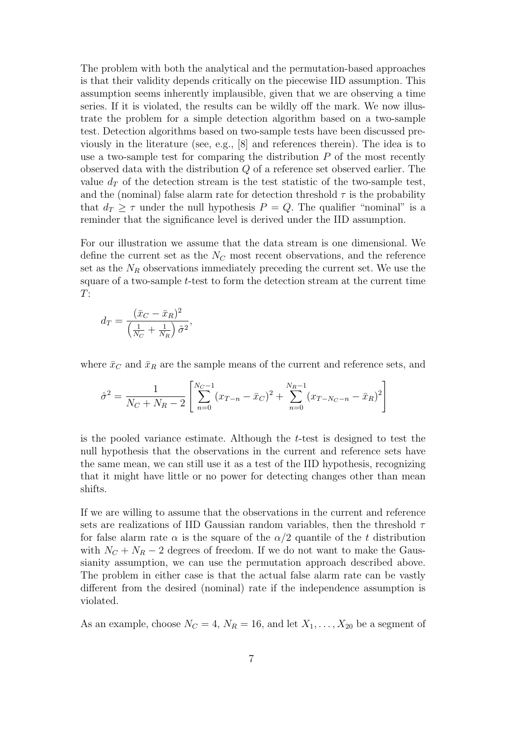The problem with both the analytical and the permutation-based approaches is that their validity depends critically on the piecewise IID assumption. This assumption seems inherently implausible, given that we are observing a time series. If it is violated, the results can be wildly off the mark. We now illustrate the problem for a simple detection algorithm based on a two-sample test. Detection algorithms based on two-sample tests have been discussed previously in the literature (see, e.g., [8] and references therein). The idea is to use a two-sample test for comparing the distribution $P$ of the most recently observed data with the distribution $Q$ of a reference set observed earlier. The value $d_T$ of the detection stream is the test statistic of the two-sample test, and the (nominal) false alarm rate for detection threshold $\tau$ is the probability that $d_T \geq \tau$ under the null hypothesis $P = Q$. The qualifier "nominal" is a reminder that the significance level is derived under the IID assumption.

For our illustration we assume that the data stream is one dimensional. We define the current set as the $N_C$ most recent observations, and the reference set as the $N_R$ observations immediately preceding the current set. We use the square of a two-sample $t$-test to form the detection stream at the current time $T$:

$$d_T = \frac{(\bar{x}_C - \bar{x}_R)^2}{\left(\frac{1}{N_C} + \frac{1}{N_R}\right)\hat{\sigma}^2},$$

where $\bar{x}_C$ and $\bar{x}_R$ are the sample means of the current and reference sets, and

$$\hat{\sigma}^2 = \frac{1}{N_C + N_R - 2}\left[\sum_{n=0}^{N_C-1}(x_{T-n} - \bar{x}_C)^2 + \sum_{n=0}^{N_R-1}(x_{T-N_C-n} - \bar{x}_R)^2\right]$$

is the pooled variance estimate. Although the $t$-test is designed to test the null hypothesis that the observations in the current and reference sets have the same mean, we can still use it as a test of the IID hypothesis, recognizing that it might have little or no power for detecting changes other than mean shifts.

If we are willing to assume that the observations in the current and reference sets are realizations of IID Gaussian random variables, then the threshold $\tau$ for false alarm rate $\alpha$ is the square of the $\alpha/2$ quantile of the $t$ distribution with $N_C + N_R - 2$ degrees of freedom. If we do not want to make the Gaussianity assumption, we can use the permutation approach described above. The problem in either case is that the actual false alarm rate can be vastly different from the desired (nominal) rate if the independence assumption is violated.

As an example, choose $N_C = 4$, $N_R = 16$, and let $X_1, \ldots, X_{20}$ be a segment of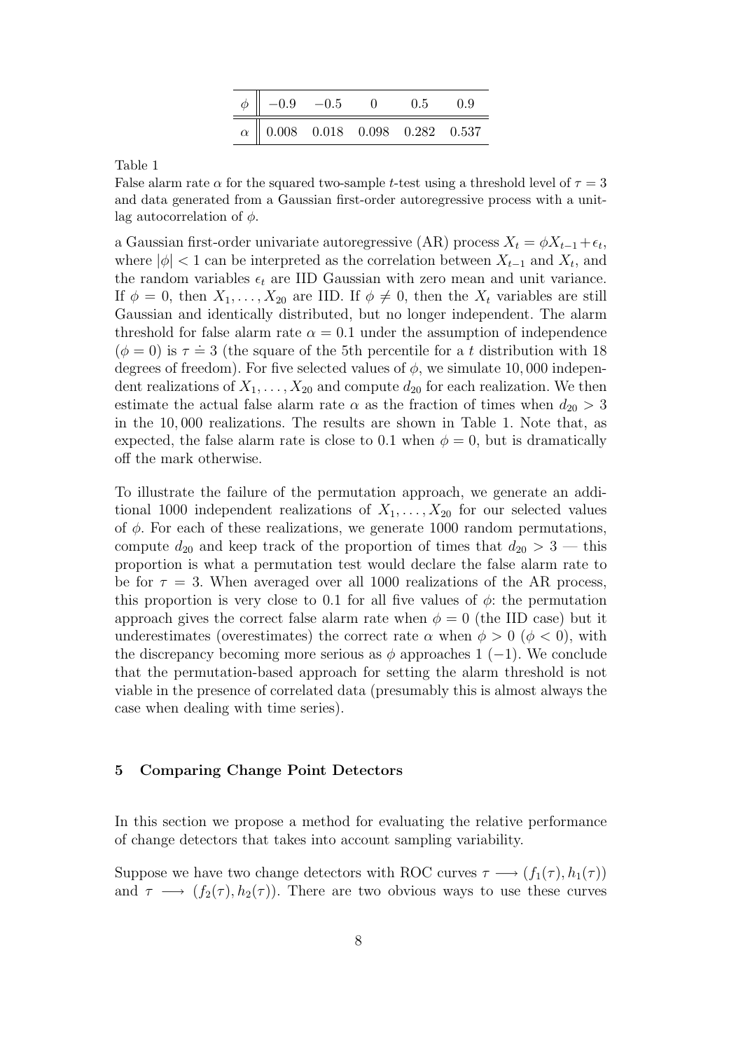| $\phi$ | $-0.9$ | $-0.5$ | $0$ | $0.5$ | $0.9$ |
|---|---|---|---|---|---|
| $\alpha$ | 0.008 | 0.018 | 0.098 | 0.282 | 0.537 |

Table 1

False alarm rate $\alpha$ for the squared two-sample $t$-test using a threshold level of $\tau = 3$ and data generated from a Gaussian first-order autoregressive process with a unit-lag autocorrelation of $\phi$.

a Gaussian first-order univariate autoregressive (AR) process $X_t = \phi X_{t-1} + \epsilon_t$, where $|\phi| < 1$ can be interpreted as the correlation between $X_{t-1}$ and $X_t$, and the random variables $\epsilon_t$ are IID Gaussian with zero mean and unit variance. If $\phi = 0$, then $X_1, \ldots, X_{20}$ are IID. If $\phi \neq 0$, then the $X_t$ variables are still Gaussian and identically distributed, but no longer independent. The alarm threshold for false alarm rate $\alpha = 0.1$ under the assumption of independence ($\phi = 0$) is $\tau \doteq 3$ (the square of the 5th percentile for a $t$ distribution with 18 degrees of freedom). For five selected values of $\phi$, we simulate 10,000 independent realizations of $X_1, \ldots, X_{20}$ and compute $d_{20}$ for each realization. We then estimate the actual false alarm rate $\alpha$ as the fraction of times when $d_{20} > 3$ in the 10,000 realizations. The results are shown in Table 1. Note that, as expected, the false alarm rate is close to 0.1 when $\phi = 0$, but is dramatically off the mark otherwise.

To illustrate the failure of the permutation approach, we generate an additional 1000 independent realizations of $X_1, \ldots, X_{20}$ for our selected values of $\phi$. For each of these realizations, we generate 1000 random permutations, compute $d_{20}$ and keep track of the proportion of times that $d_{20} > 3$ — this proportion is what a permutation test would declare the false alarm rate to be for $\tau = 3$. When averaged over all 1000 realizations of the AR process, this proportion is very close to 0.1 for all five values of $\phi$: the permutation approach gives the correct false alarm rate when $\phi = 0$ (the IID case) but it underestimates (overestimates) the correct rate $\alpha$ when $\phi > 0$ ($\phi < 0$), with the discrepancy becoming more serious as $\phi$ approaches 1 ($-1$). We conclude that the permutation-based approach for setting the alarm threshold is not viable in the presence of correlated data (presumably this is almost always the case when dealing with time series).

## 5 Comparing Change Point Detectors

In this section we propose a method for evaluating the relative performance of change detectors that takes into account sampling variability.

Suppose we have two change detectors with ROC curves $\tau \longrightarrow (f_1(\tau), h_1(\tau))$ and $\tau \longrightarrow (f_2(\tau), h_2(\tau))$. There are two obvious ways to use these curves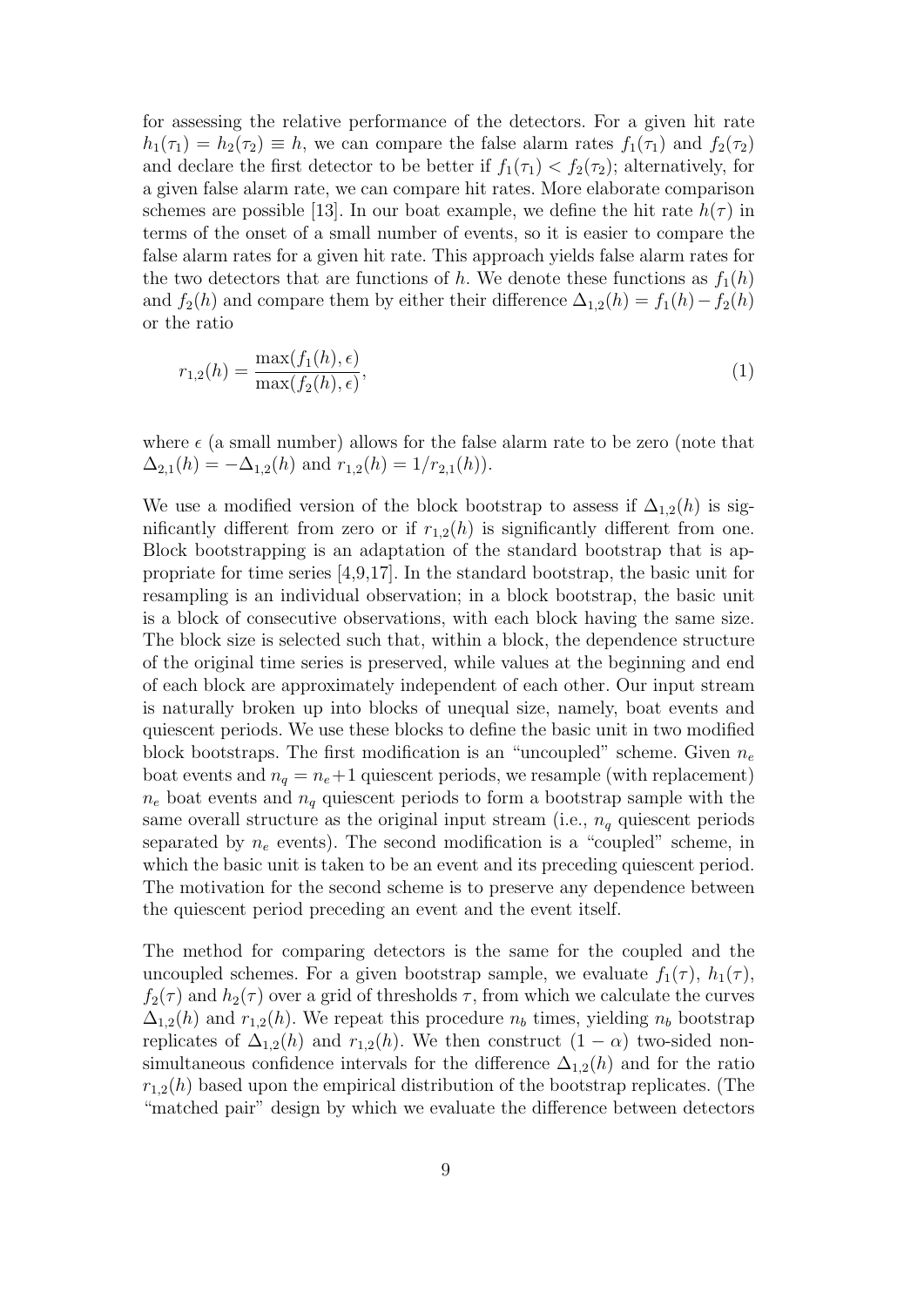for assessing the relative performance of the detectors. For a given hit rate $h_1(\tau_1) = h_2(\tau_2) \equiv h$, we can compare the false alarm rates $f_1(\tau_1)$ and $f_2(\tau_2)$ and declare the first detector to be better if $f_1(\tau_1) < f_2(\tau_2)$; alternatively, for a given false alarm rate, we can compare hit rates. More elaborate comparison schemes are possible [13]. In our boat example, we define the hit rate $h(\tau)$ in terms of the onset of a small number of events, so it is easier to compare the false alarm rates for a given hit rate. This approach yields false alarm rates for the two detectors that are functions of $h$. We denote these functions as $f_1(h)$ and $f_2(h)$ and compare them by either their difference $\Delta_{1,2}(h) = f_1(h) - f_2(h)$ or the ratio

$$r_{1,2}(h) = \frac{\max(f_1(h), \epsilon)}{\max(f_2(h), \epsilon)}, \tag{1}$$

where $\epsilon$ (a small number) allows for the false alarm rate to be zero (note that $\Delta_{2,1}(h) = -\Delta_{1,2}(h)$ and $r_{1,2}(h) = 1/r_{2,1}(h)$).

We use a modified version of the block bootstrap to assess if $\Delta_{1,2}(h)$ is significantly different from zero or if $r_{1,2}(h)$ is significantly different from one. Block bootstrapping is an adaptation of the standard bootstrap that is appropriate for time series [4,9,17]. In the standard bootstrap, the basic unit for resampling is an individual observation; in a block bootstrap, the basic unit is a block of consecutive observations, with each block having the same size. The block size is selected such that, within a block, the dependence structure of the original time series is preserved, while values at the beginning and end of each block are approximately independent of each other. Our input stream is naturally broken up into blocks of unequal size, namely, boat events and quiescent periods. We use these blocks to define the basic unit in two modified block bootstraps. The first modification is an "uncoupled" scheme. Given $n_e$ boat events and $n_q = n_e + 1$ quiescent periods, we resample (with replacement) $n_e$ boat events and $n_q$ quiescent periods to form a bootstrap sample with the same overall structure as the original input stream (i.e., $n_q$ quiescent periods separated by $n_e$ events). The second modification is a "coupled" scheme, in which the basic unit is taken to be an event and its preceding quiescent period. The motivation for the second scheme is to preserve any dependence between the quiescent period preceding an event and the event itself.

The method for comparing detectors is the same for the coupled and the uncoupled schemes. For a given bootstrap sample, we evaluate $f_1(\tau)$, $h_1(\tau)$, $f_2(\tau)$ and $h_2(\tau)$ over a grid of thresholds $\tau$, from which we calculate the curves $\Delta_{1,2}(h)$ and $r_{1,2}(h)$. We repeat this procedure $n_b$ times, yielding $n_b$ bootstrap replicates of $\Delta_{1,2}(h)$ and $r_{1,2}(h)$. We then construct $(1 - \alpha)$ two-sided non-simultaneous confidence intervals for the difference $\Delta_{1,2}(h)$ and for the ratio $r_{1,2}(h)$ based upon the empirical distribution of the bootstrap replicates. (The "matched pair" design by which we evaluate the difference between detectors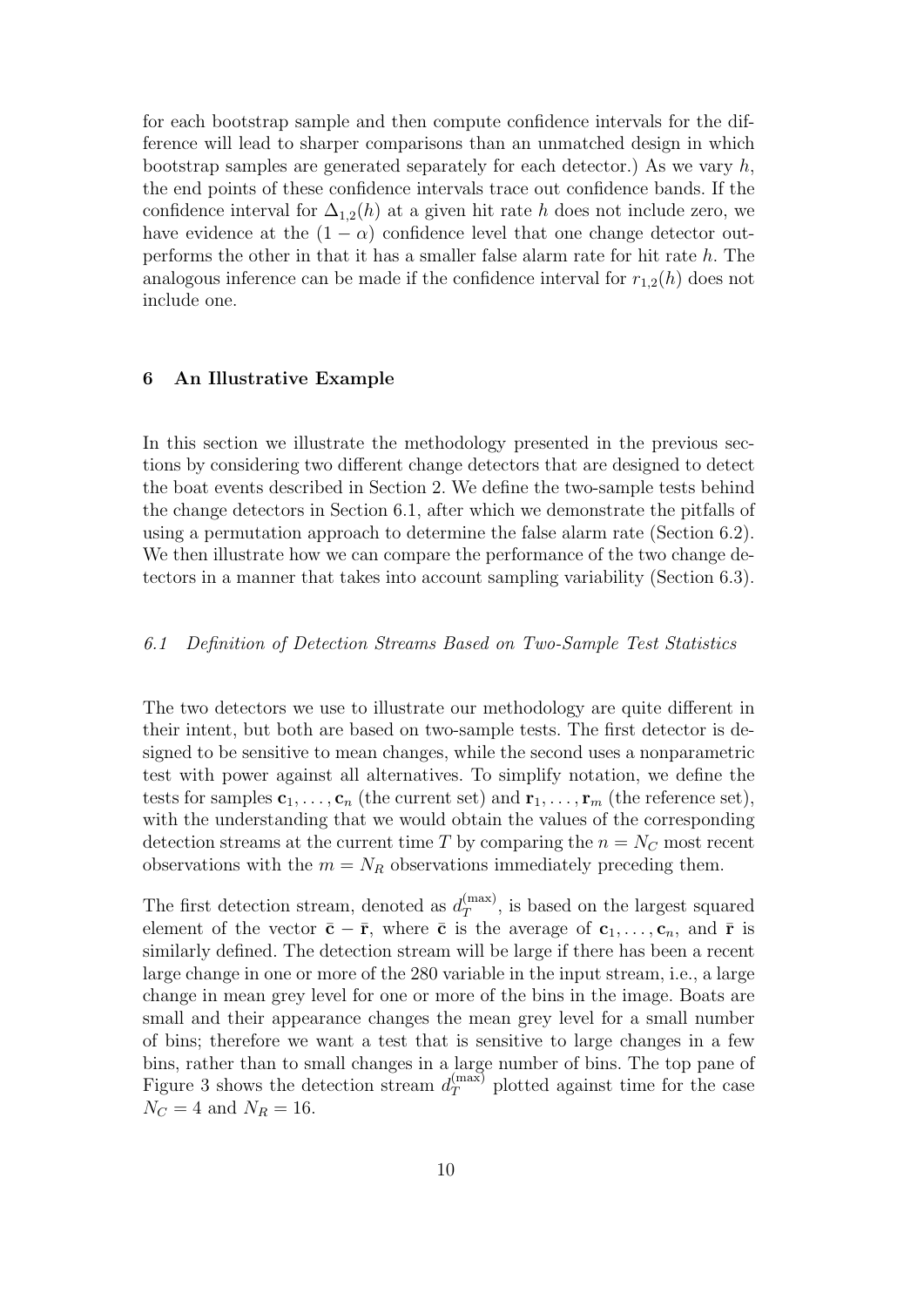for each bootstrap sample and then compute confidence intervals for the difference will lead to sharper comparisons than an unmatched design in which bootstrap samples are generated separately for each detector.) As we vary $h$, the end points of these confidence intervals trace out confidence bands. If the confidence interval for $\Delta_{1,2}(h)$ at a given hit rate $h$ does not include zero, we have evidence at the $(1-\alpha)$ confidence level that one change detector outperforms the other in that it has a smaller false alarm rate for hit rate $h$. The analogous inference can be made if the confidence interval for $r_{1,2}(h)$ does not include one.

## 6 An Illustrative Example

In this section we illustrate the methodology presented in the previous sections by considering two different change detectors that are designed to detect the boat events described in Section 2. We define the two-sample tests behind the change detectors in Section 6.1, after which we demonstrate the pitfalls of using a permutation approach to determine the false alarm rate (Section 6.2). We then illustrate how we can compare the performance of the two change detectors in a manner that takes into account sampling variability (Section 6.3).

### *6.1 Definition of Detection Streams Based on Two-Sample Test Statistics*

The two detectors we use to illustrate our methodology are quite different in their intent, but both are based on two-sample tests. The first detector is designed to be sensitive to mean changes, while the second uses a nonparametric test with power against all alternatives. To simplify notation, we define the tests for samples $\mathbf{c}_1, \ldots, \mathbf{c}_n$ (the current set) and $\mathbf{r}_1, \ldots, \mathbf{r}_m$ (the reference set), with the understanding that we would obtain the values of the corresponding detection streams at the current time $T$ by comparing the $n = N_C$ most recent observations with the $m = N_R$ observations immediately preceding them.

The first detection stream, denoted as $d_T^{(\max)}$, is based on the largest squared element of the vector $\bar{\mathbf{c}} - \bar{\mathbf{r}}$, where $\bar{\mathbf{c}}$ is the average of $\mathbf{c}_1, \ldots, \mathbf{c}_n$, and $\bar{\mathbf{r}}$ is similarly defined. The detection stream will be large if there has been a recent large change in one or more of the 280 variable in the input stream, i.e., a large change in mean grey level for one or more of the bins in the image. Boats are small and their appearance changes the mean grey level for a small number of bins; therefore we want a test that is sensitive to large changes in a few bins, rather than to small changes in a large number of bins. The top pane of Figure 3 shows the detection stream $d_T^{(\max)}$ plotted against time for the case $N_C = 4$ and $N_R = 16$.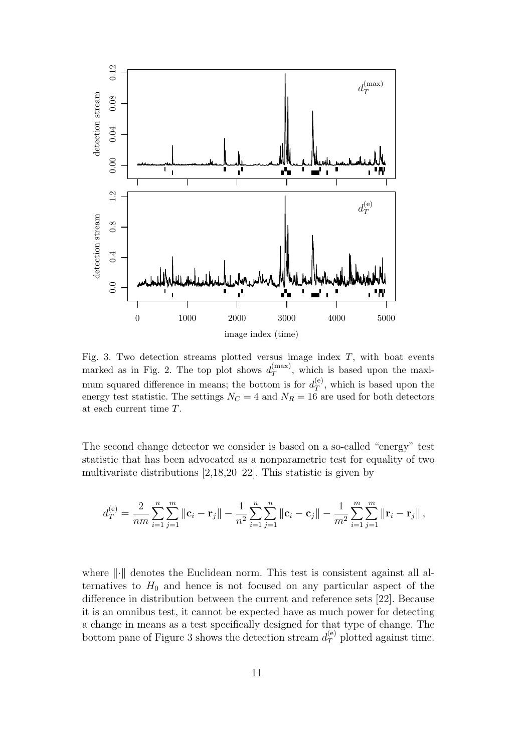Fig. 3. Two detection streams plotted versus image index $T$, with boat events marked as in Fig. 2. The top plot shows $d_T^{(\max)}$, which is based upon the maximum squared difference in means; the bottom is for $d_T^{(\mathrm{e})}$, which is based upon the energy test statistic. The settings $N_C = 4$ and $N_R = 16$ are used for both detectors at each current time $T$.

The second change detector we consider is based on a so-called "energy" test statistic that has been advocated as a nonparametric test for equality of two multivariate distributions [2,18,20–22]. This statistic is given by

$$d_T^{(\mathrm{e})} = \frac{2}{nm}\sum_{i=1}^{n}\sum_{j=1}^{m}\|\mathbf{c}_i - \mathbf{r}_j\| - \frac{1}{n^2}\sum_{i=1}^{n}\sum_{j=1}^{n}\|\mathbf{c}_i - \mathbf{c}_j\| - \frac{1}{m^2}\sum_{i=1}^{m}\sum_{j=1}^{m}\|\mathbf{r}_i - \mathbf{r}_j\|,$$

where $\|\cdot\|$ denotes the Euclidean norm. This test is consistent against all alternatives to $H_0$ and hence is not focused on any particular aspect of the difference in distribution between the current and reference sets [22]. Because it is an omnibus test, it cannot be expected have as much power for detecting a change in means as a test specifically designed for that type of change. The bottom pane of Figure 3 shows the detection stream $d_T^{(\mathrm{e})}$ plotted against time.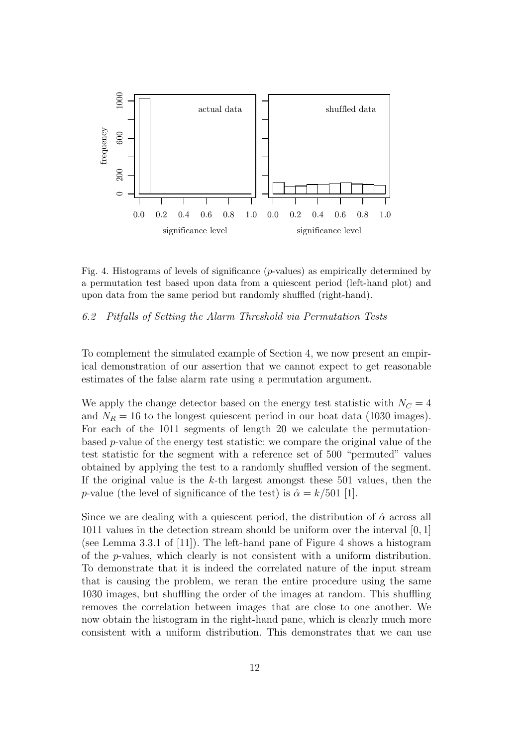Fig. 4. Histograms of levels of significance ($p$-values) as empirically determined by a permutation test based upon data from a quiescent period (left-hand plot) and upon data from the same period but randomly shuffled (right-hand).

### *6.2 Pitfalls of Setting the Alarm Threshold via Permutation Tests*

To complement the simulated example of Section 4, we now present an empirical demonstration of our assertion that we cannot expect to get reasonable estimates of the false alarm rate using a permutation argument.

We apply the change detector based on the energy test statistic with $N_C = 4$ and $N_R = 16$ to the longest quiescent period in our boat data (1030 images). For each of the 1011 segments of length 20 we calculate the permutation-based $p$-value of the energy test statistic: we compare the original value of the test statistic for the segment with a reference set of 500 "permuted" values obtained by applying the test to a randomly shuffled version of the segment. If the original value is the $k$-th largest amongst these 501 values, then the $p$-value (the level of significance of the test) is $\hat{\alpha} = k/501$ [1].

Since we are dealing with a quiescent period, the distribution of $\hat{\alpha}$ across all 1011 values in the detection stream should be uniform over the interval $[0, 1]$ (see Lemma 3.3.1 of [11]). The left-hand pane of Figure 4 shows a histogram of the $p$-values, which clearly is not consistent with a uniform distribution. To demonstrate that it is indeed the correlated nature of the input stream that is causing the problem, we reran the entire procedure using the same 1030 images, but shuffling the order of the images at random. This shuffling removes the correlation between images that are close to one another. We now obtain the histogram in the right-hand pane, which is clearly much more consistent with a uniform distribution. This demonstrates that we can use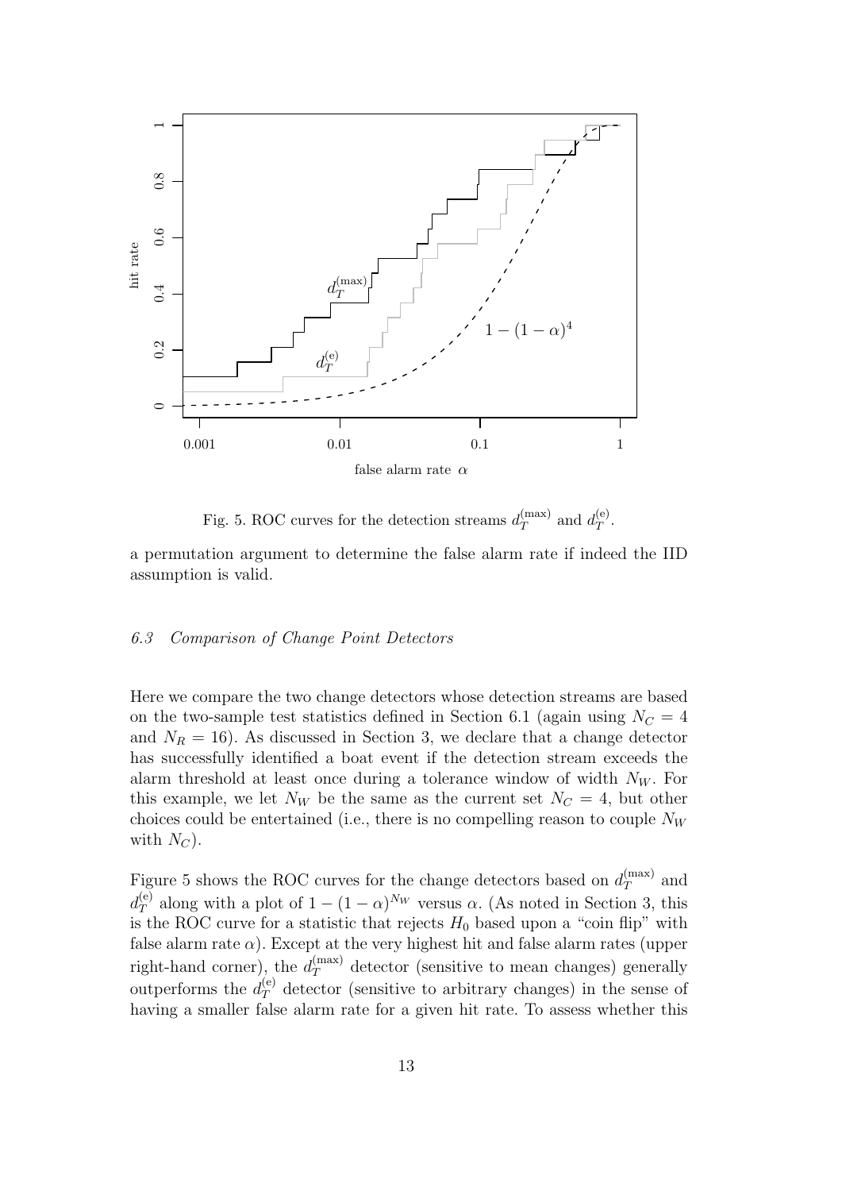Fig. 5. ROC curves for the detection streams $d_T^{(\max)}$ and $d_T^{(\mathrm{e})}$.

a permutation argument to determine the false alarm rate if indeed the IID assumption is valid.

### 6.3 Comparison of Change Point Detectors

Here we compare the two change detectors whose detection streams are based on the two-sample test statistics defined in Section 6.1 (again using $N_C = 4$ and $N_R = 16$). As discussed in Section 3, we declare that a change detector has successfully identified a boat event if the detection stream exceeds the alarm threshold at least once during a tolerance window of width $N_W$. For this example, we let $N_W$ be the same as the current set $N_C = 4$, but other choices could be entertained (i.e., there is no compelling reason to couple $N_W$ with $N_C$).

Figure 5 shows the ROC curves for the change detectors based on $d_T^{(\max)}$ and $d_T^{(\mathrm{e})}$ along with a plot of $1 - (1 - \alpha)^{N_W}$ versus $\alpha$. (As noted in Section 3, this is the ROC curve for a statistic that rejects $H_0$ based upon a "coin flip" with false alarm rate $\alpha$). Except at the very highest hit and false alarm rates (upper right-hand corner), the $d_T^{(\max)}$ detector (sensitive to mean changes) generally outperforms the $d_T^{(\mathrm{e})}$ detector (sensitive to arbitrary changes) in the sense of having a smaller false alarm rate for a given hit rate. To assess whether this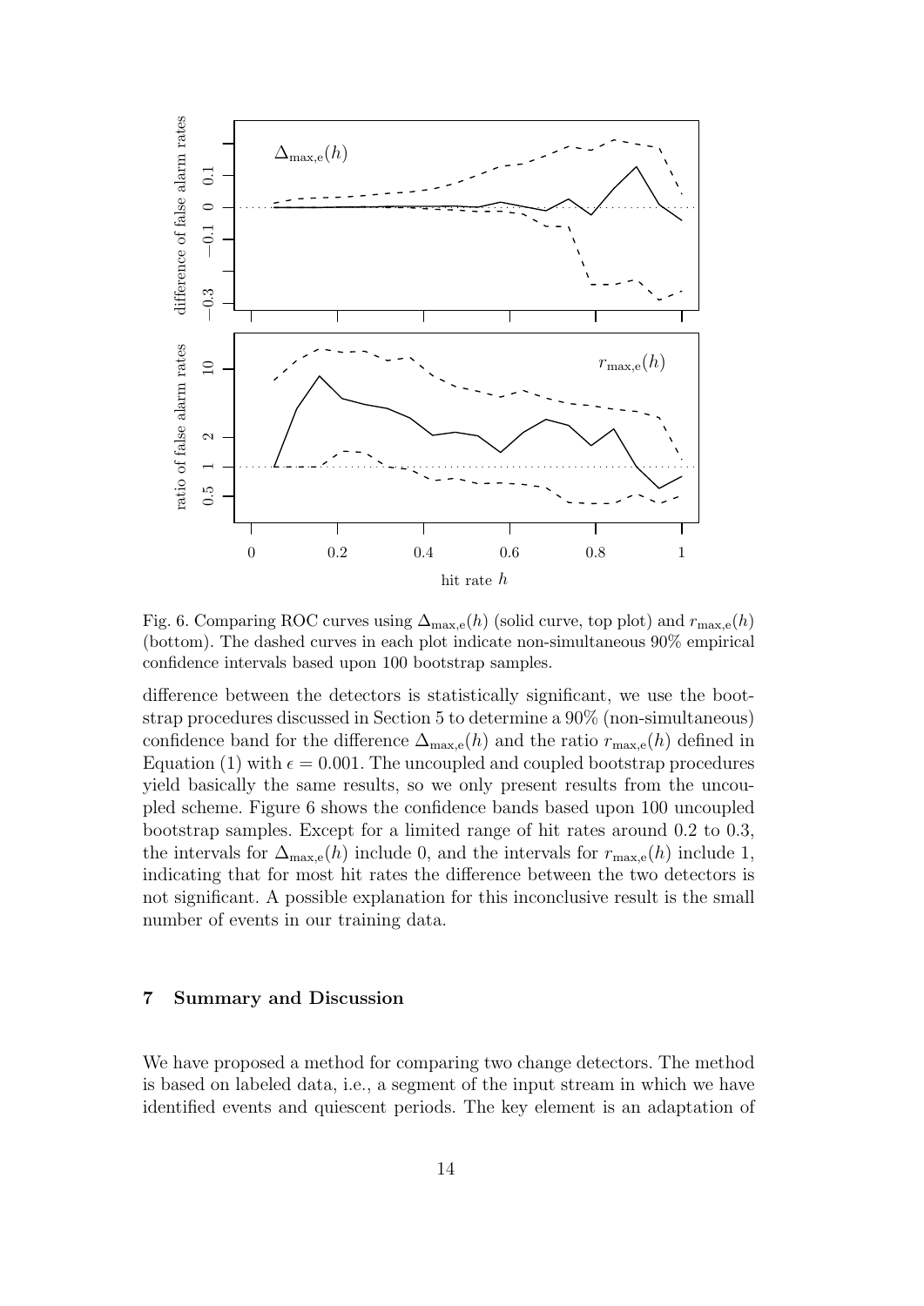Fig. 6. Comparing ROC curves using $\Delta_{\max,\mathrm{e}}(h)$ (solid curve, top plot) and $r_{\max,\mathrm{e}}(h)$ (bottom). The dashed curves in each plot indicate non-simultaneous 90% empirical confidence intervals based upon 100 bootstrap samples.

difference between the detectors is statistically significant, we use the bootstrap procedures discussed in Section 5 to determine a 90% (non-simultaneous) confidence band for the difference $\Delta_{\max,\mathrm{e}}(h)$ and the ratio $r_{\max,\mathrm{e}}(h)$ defined in Equation (1) with $\epsilon = 0.001$. The uncoupled and coupled bootstrap procedures yield basically the same results, so we only present results from the uncoupled scheme. Figure 6 shows the confidence bands based upon 100 uncoupled bootstrap samples. Except for a limited range of hit rates around 0.2 to 0.3, the intervals for $\Delta_{\max,\mathrm{e}}(h)$ include 0, and the intervals for $r_{\max,\mathrm{e}}(h)$ include 1, indicating that for most hit rates the difference between the two detectors is not significant. A possible explanation for this inconclusive result is the small number of events in our training data.

## 7 Summary and Discussion

We have proposed a method for comparing two change detectors. The method is based on labeled data, i.e., a segment of the input stream in which we have identified events and quiescent periods. The key element is an adaptation of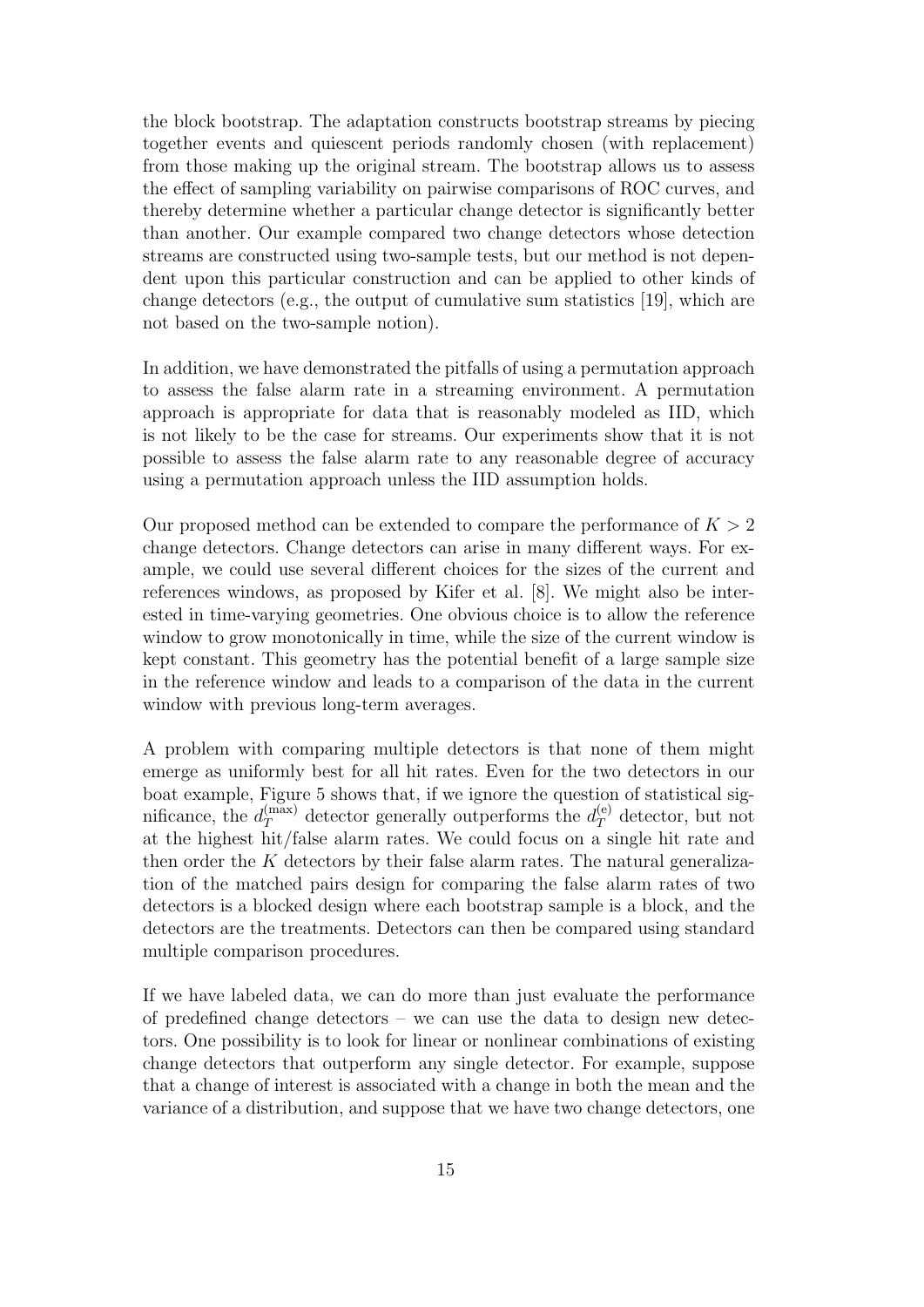the block bootstrap. The adaptation constructs bootstrap streams by piecing together events and quiescent periods randomly chosen (with replacement) from those making up the original stream. The bootstrap allows us to assess the effect of sampling variability on pairwise comparisons of ROC curves, and thereby determine whether a particular change detector is significantly better than another. Our example compared two change detectors whose detection streams are constructed using two-sample tests, but our method is not dependent upon this particular construction and can be applied to other kinds of change detectors (e.g., the output of cumulative sum statistics [19], which are not based on the two-sample notion).

In addition, we have demonstrated the pitfalls of using a permutation approach to assess the false alarm rate in a streaming environment. A permutation approach is appropriate for data that is reasonably modeled as IID, which is not likely to be the case for streams. Our experiments show that it is not possible to assess the false alarm rate to any reasonable degree of accuracy using a permutation approach unless the IID assumption holds.

Our proposed method can be extended to compare the performance of $K > 2$ change detectors. Change detectors can arise in many different ways. For example, we could use several different choices for the sizes of the current and references windows, as proposed by Kifer et al. [8]. We might also be interested in time-varying geometries. One obvious choice is to allow the reference window to grow monotonically in time, while the size of the current window is kept constant. This geometry has the potential benefit of a large sample size in the reference window and leads to a comparison of the data in the current window with previous long-term averages.

A problem with comparing multiple detectors is that none of them might emerge as uniformly best for all hit rates. Even for the two detectors in our boat example, Figure 5 shows that, if we ignore the question of statistical significance, the $d_T^{(\max)}$ detector generally outperforms the $d_T^{(e)}$ detector, but not at the highest hit/false alarm rates. We could focus on a single hit rate and then order the $K$ detectors by their false alarm rates. The natural generalization of the matched pairs design for comparing the false alarm rates of two detectors is a blocked design where each bootstrap sample is a block, and the detectors are the treatments. Detectors can then be compared using standard multiple comparison procedures.

If we have labeled data, we can do more than just evaluate the performance of predefined change detectors – we can use the data to design new detectors. One possibility is to look for linear or nonlinear combinations of existing change detectors that outperform any single detector. For example, suppose that a change of interest is associated with a change in both the mean and the variance of a distribution, and suppose that we have two change detectors, one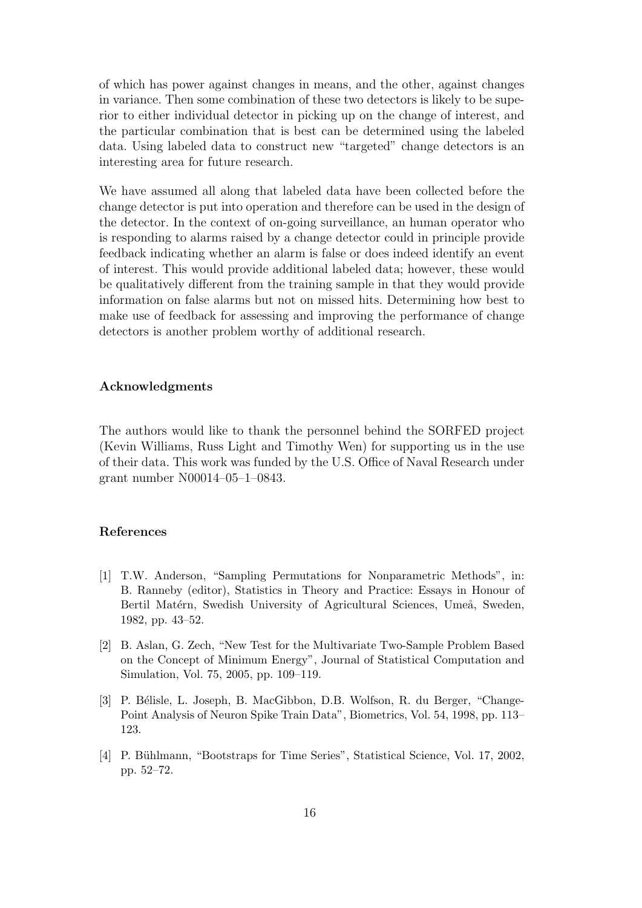of which has power against changes in means, and the other, against changes in variance. Then some combination of these two detectors is likely to be superior to either individual detector in picking up on the change of interest, and the particular combination that is best can be determined using the labeled data. Using labeled data to construct new "targeted" change detectors is an interesting area for future research.

We have assumed all along that labeled data have been collected before the change detector is put into operation and therefore can be used in the design of the detector. In the context of on-going surveillance, an human operator who is responding to alarms raised by a change detector could in principle provide feedback indicating whether an alarm is false or does indeed identify an event of interest. This would provide additional labeled data; however, these would be qualitatively different from the training sample in that they would provide information on false alarms but not on missed hits. Determining how best to make use of feedback for assessing and improving the performance of change detectors is another problem worthy of additional research.

## Acknowledgments

The authors would like to thank the personnel behind the SORFED project (Kevin Williams, Russ Light and Timothy Wen) for supporting us in the use of their data. This work was funded by the U.S. Office of Naval Research under grant number N00014–05–1–0843.

## References

[1] T.W. Anderson, "Sampling Permutations for Nonparametric Methods", in: B. Ranneby (editor), Statistics in Theory and Practice: Essays in Honour of Bertil Matérn, Swedish University of Agricultural Sciences, Umeå, Sweden, 1982, pp. 43–52.

[2] B. Aslan, G. Zech, "New Test for the Multivariate Two-Sample Problem Based on the Concept of Minimum Energy", Journal of Statistical Computation and Simulation, Vol. 75, 2005, pp. 109–119.

[3] P. Bélisle, L. Joseph, B. MacGibbon, D.B. Wolfson, R. du Berger, "Change-Point Analysis of Neuron Spike Train Data", Biometrics, Vol. 54, 1998, pp. 113–123.

[4] P. Bühlmann, "Bootstraps for Time Series", Statistical Science, Vol. 17, 2002, pp. 52–72.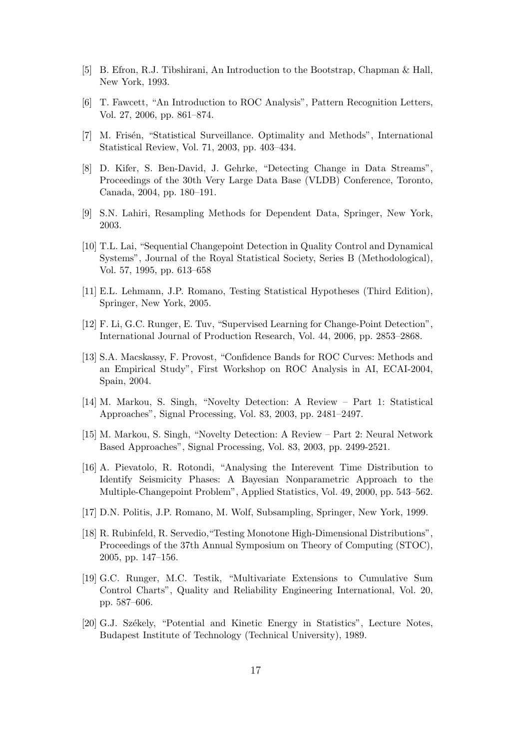[5] B. Efron, R.J. Tibshirani, An Introduction to the Bootstrap, Chapman & Hall, New York, 1993.

[6] T. Fawcett, "An Introduction to ROC Analysis", Pattern Recognition Letters, Vol. 27, 2006, pp. 861–874.

[7] M. Frisén, "Statistical Surveillance. Optimality and Methods", International Statistical Review, Vol. 71, 2003, pp. 403–434.

[8] D. Kifer, S. Ben-David, J. Gehrke, "Detecting Change in Data Streams", Proceedings of the 30th Very Large Data Base (VLDB) Conference, Toronto, Canada, 2004, pp. 180–191.

[9] S.N. Lahiri, Resampling Methods for Dependent Data, Springer, New York, 2003.

[10] T.L. Lai, "Sequential Changepoint Detection in Quality Control and Dynamical Systems", Journal of the Royal Statistical Society, Series B (Methodological), Vol. 57, 1995, pp. 613–658

[11] E.L. Lehmann, J.P. Romano, Testing Statistical Hypotheses (Third Edition), Springer, New York, 2005.

[12] F. Li, G.C. Runger, E. Tuv, "Supervised Learning for Change-Point Detection", International Journal of Production Research, Vol. 44, 2006, pp. 2853–2868.

[13] S.A. Macskassy, F. Provost, "Confidence Bands for ROC Curves: Methods and an Empirical Study", First Workshop on ROC Analysis in AI, ECAI-2004, Spain, 2004.

[14] M. Markou, S. Singh, "Novelty Detection: A Review – Part 1: Statistical Approaches", Signal Processing, Vol. 83, 2003, pp. 2481–2497.

[15] M. Markou, S. Singh, "Novelty Detection: A Review – Part 2: Neural Network Based Approaches", Signal Processing, Vol. 83, 2003, pp. 2499-2521.

[16] A. Pievatolo, R. Rotondi, "Analysing the Interevent Time Distribution to Identify Seismicity Phases: A Bayesian Nonparametric Approach to the Multiple-Changepoint Problem", Applied Statistics, Vol. 49, 2000, pp. 543–562.

[17] D.N. Politis, J.P. Romano, M. Wolf, Subsampling, Springer, New York, 1999.

[18] R. Rubinfeld, R. Servedio,"Testing Monotone High-Dimensional Distributions", Proceedings of the 37th Annual Symposium on Theory of Computing (STOC), 2005, pp. 147–156.

[19] G.C. Runger, M.C. Testik, "Multivariate Extensions to Cumulative Sum Control Charts", Quality and Reliability Engineering International, Vol. 20, pp. 587–606.

[20] G.J. Székely, "Potential and Kinetic Energy in Statistics", Lecture Notes, Budapest Institute of Technology (Technical University), 1989.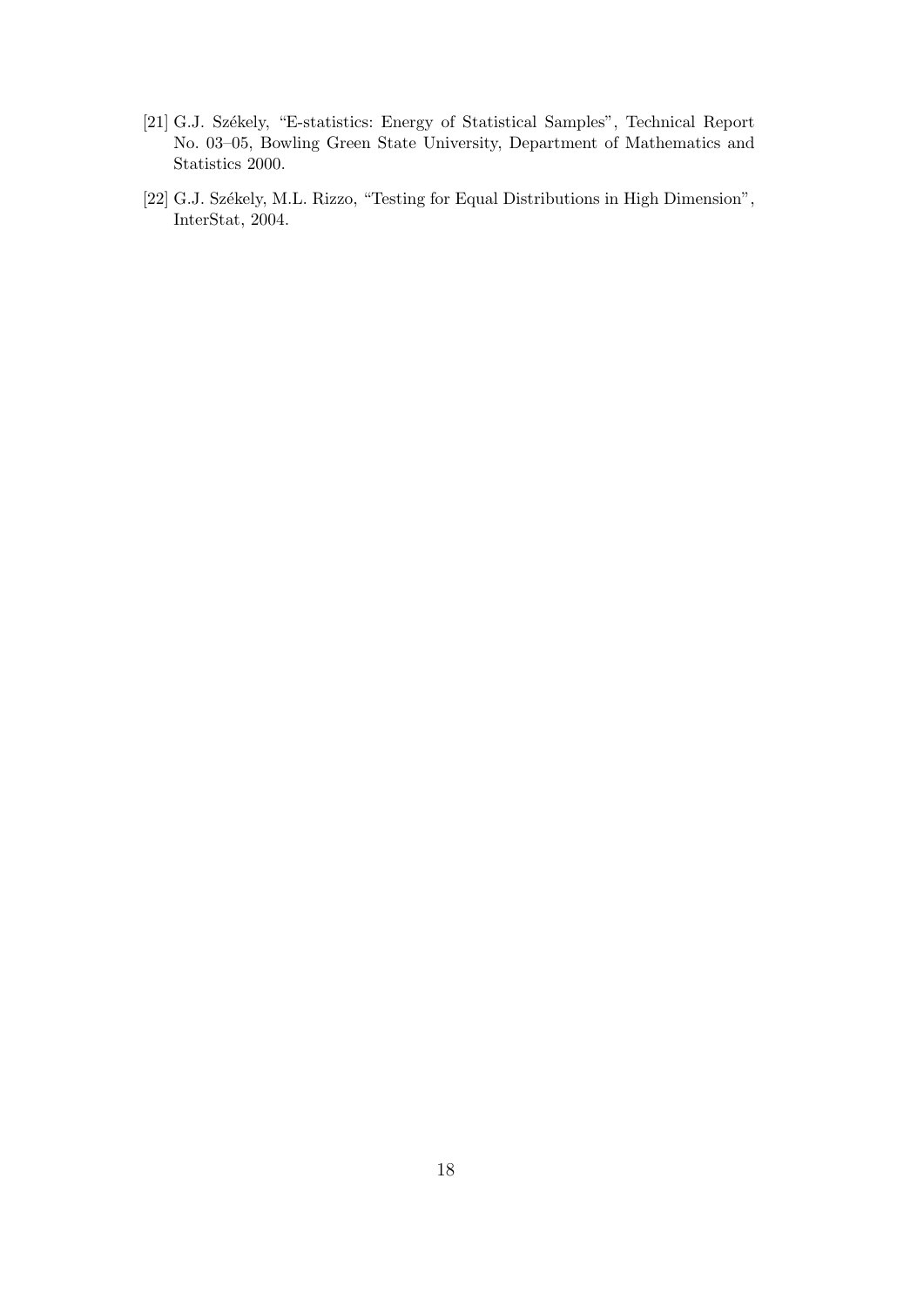[21] G.J. Székely, "E-statistics: Energy of Statistical Samples", Technical Report No. 03–05, Bowling Green State University, Department of Mathematics and Statistics 2000.

[22] G.J. Székely, M.L. Rizzo, "Testing for Equal Distributions in High Dimension", InterStat, 2004.